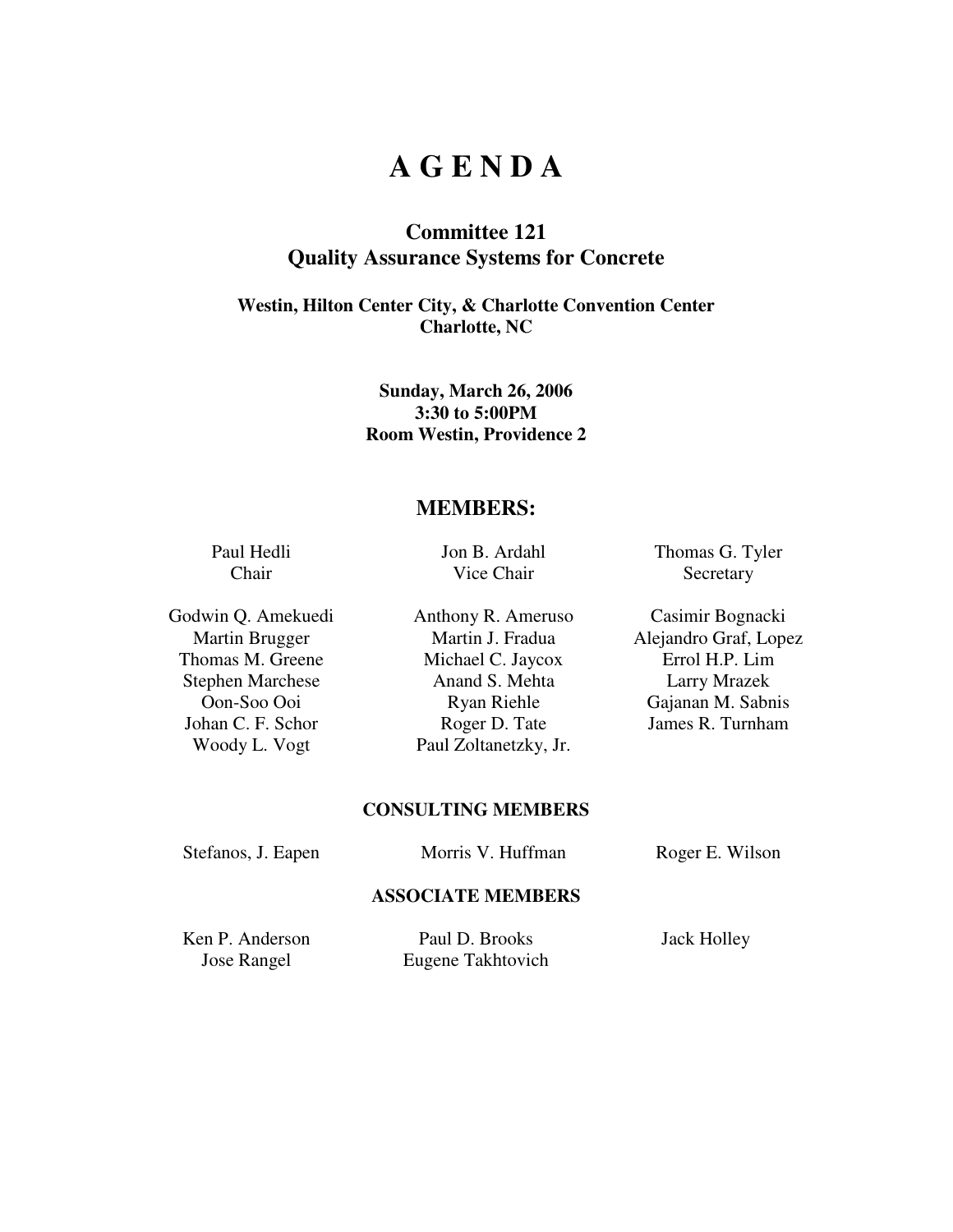# A G E N D A

## Committee 121
## Quality Assurance Systems for Concrete

**Westin, Hilton Center City, & Charlotte Convention Center**
**Charlotte, NC**

**Sunday, March 26, 2006**
**3:30 to 5:00PM**
**Room Westin, Providence 2**

## MEMBERS:

| | | |
|---|---|---|
| Paul Hedli<br>Chair | Jon B. Ardahl<br>Vice Chair | Thomas G. Tyler<br>Secretary |
| Godwin Q. Amekuedi | Anthony R. Ameruso | Casimir Bognacki |
| Martin Brugger | Martin J. Fradua | Alejandro Graf, Lopez |
| Thomas M. Greene | Michael C. Jaycox | Errol H.P. Lim |
| Stephen Marchese | Anand S. Mehta | Larry Mrazek |
| Oon-Soo Ooi | Ryan Riehle | Gajanan M. Sabnis |
| Johan C. F. Schor | Roger D. Tate | James R. Turnham |
| Woody L. Vogt | Paul Zoltanetzky, Jr. | |

### CONSULTING MEMBERS

| | | |
|---|---|---|
| Stefanos, J. Eapen | Morris V. Huffman | Roger E. Wilson |

### ASSOCIATE MEMBERS

| | | |
|---|---|---|
| Ken P. Anderson | Paul D. Brooks | Jack Holley |
| Jose Rangel | Eugene Takhtovich | |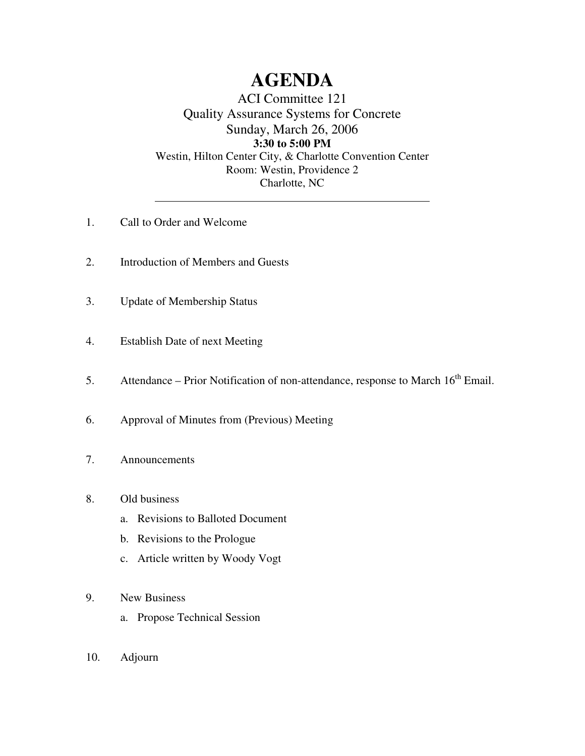# AGENDA

ACI Committee 121

Quality Assurance Systems for Concrete

Sunday, March 26, 2006

**3:30 to 5:00 PM**

Westin, Hilton Center City, & Charlotte Convention Center

Room: Westin, Providence 2

Charlotte, NC

---

1. Call to Order and Welcome

2. Introduction of Members and Guests

3. Update of Membership Status

4. Establish Date of next Meeting

5. Attendance – Prior Notification of non-attendance, response to March 16th Email.

6. Approval of Minutes from (Previous) Meeting

7. Announcements

8. Old business
   a. Revisions to Balloted Document
   b. Revisions to the Prologue
   c. Article written by Woody Vogt

9. New Business
   a. Propose Technical Session

10. Adjourn